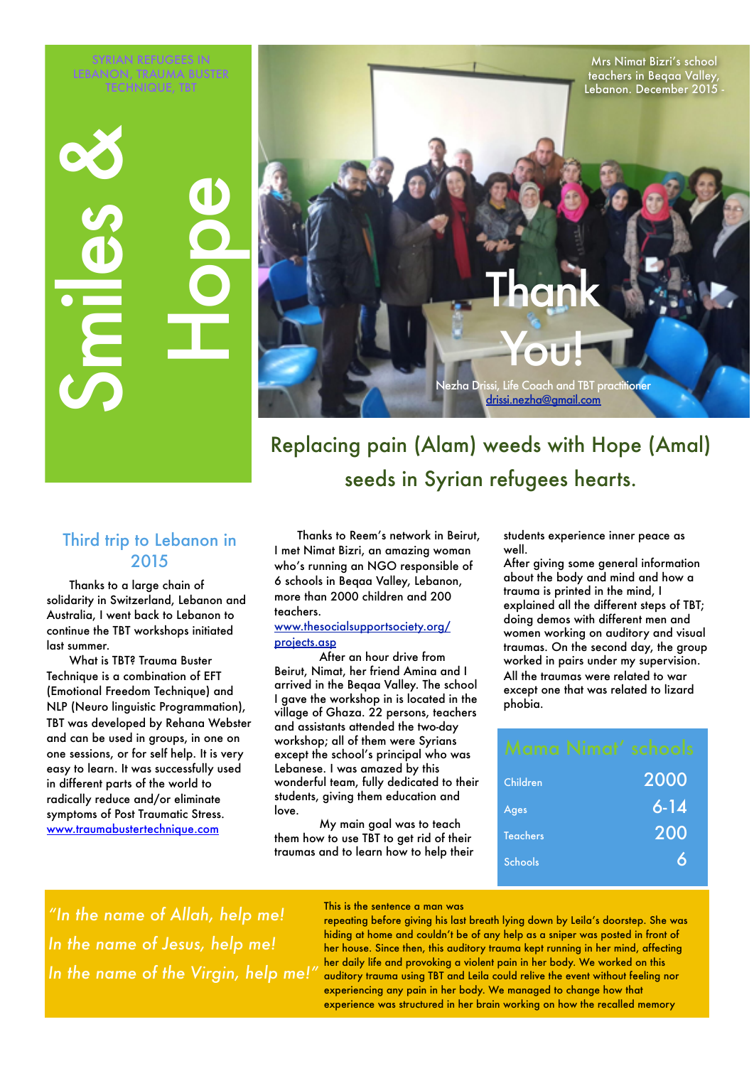SYRIAN REFUGEES IN LEBANON, TRAUMA BUSTER TECHNIQUE, TBT

# Smiles & Hope

Mrs Nimat Bizri's school teachers in Beqaa Valley, Lebanon. December 2015 -

Thank You!

Nezha Drissi, Life Coach and TBT practitioner
drissi.nezha@gmail.com

## Replacing pain (Alam) weeds with Hope (Amal) seeds in Syrian refugees hearts.

### Third trip to Lebanon in 2015

Thanks to a large chain of solidarity in Switzerland, Lebanon and Australia, I went back to Lebanon to continue the TBT workshops initiated last summer.

What is TBT? Trauma Buster Technique is a combination of EFT (Emotional Freedom Technique) and NLP (Neuro linguistic Programmation), TBT was developed by Rehana Webster and can be used in groups, in one on one sessions, or for self help. It is very easy to learn. It was successfully used in different parts of the world to radically reduce and/or eliminate symptoms of Post Traumatic Stress.
www.traumabustertechnique.com

Thanks to Reem's network in Beirut, I met Nimat Bizri, an amazing woman who's running an NGO responsible of 6 schools in Beqaa Valley, Lebanon, more than 2000 children and 200 teachers.
www.thesocialsupportsociety.org/projects.asp

After an hour drive from Beirut, Nimat, her friend Amina and I arrived in the Beqaa Valley. The school I gave the workshop in is located in the village of Ghaza. 22 persons, teachers and assistants attended the two-day workshop; all of them were Syrians except the school's principal who was Lebanese. I was amazed by this wonderful team, fully dedicated to their students, giving them education and love.

My main goal was to teach them how to use TBT to get rid of their traumas and to learn how to help their students experience inner peace as well.

After giving some general information about the body and mind and how a trauma is printed in the mind, I explained all the different steps of TBT; doing demos with different men and women working on auditory and visual traumas. On the second day, the group worked in pairs under my supervision. All the traumas were related to war except one that was related to lizard phobia.

| Mama Nimat' schools | |
|---|---|
| Children | 2000 |
| Ages | 6-14 |
| Teachers | 200 |
| Schools | 6 |

*"In the name of Allah, help me!*
*In the name of Jesus, help me!*
*In the name of the Virgin, help me!"*

This is the sentence a man was repeating before giving his last breath lying down by Leila's doorstep. She was hiding at home and couldn't be of any help as a sniper was posted in front of her house. Since then, this auditory trauma kept running in her mind, affecting her daily life and provoking a violent pain in her body. We worked on this auditory trauma using TBT and Leila could relive the event without feeling nor experiencing any pain in her body. We managed to change how that experience was structured in her brain working on how the recalled memory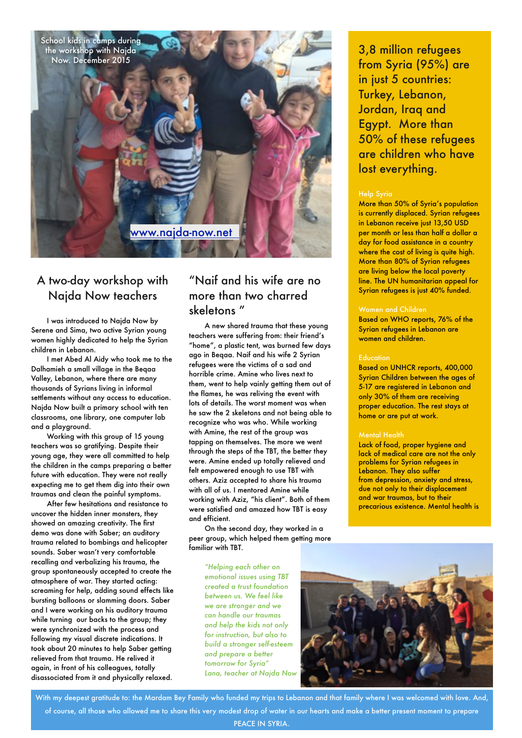School kids in camps during the workshop with Najda Now. December 2015

www.najda-now.net

## A two-day workshop with Najda Now teachers

I was introduced to Najda Now by Serene and Sima, two active Syrian young women highly dedicated to help the Syrian children in Lebanon.

I met Abed Al Aidy who took me to the Dalhamieh a small village in the Beqaa Valley, Lebanon, where there are many thousands of Syrians living in informal settlements without any access to education. Najda Now built a primary school with ten classrooms, one library, one computer lab and a playground.

Working with this group of 15 young teachers was so gratifying. Despite their young age, they were all committed to help the children in the camps preparing a better future with education. They were not really expecting me to get them dig into their own traumas and clean the painful symptoms.

After few hesitations and resistance to uncover the hidden inner monsters, they showed an amazing creativity. The first demo was done with Saber; an auditory trauma related to bombings and helicopter sounds. Saber wasn't very comfortable recalling and verbalizing his trauma, the group spontaneously accepted to create the atmosphere of war. They started acting: screaming for help, adding sound effects like bursting balloons or slamming doors. Saber and I were working on his auditory trauma while turning our backs to the group; they were synchronized with the process and following my visual discrete indications. It took about 20 minutes to help Saber getting relieved from that trauma. He relived it again, in front of his colleagues, totally disassociated from it and physically relaxed.

## "Naif and his wife are no more than two charred skeletons "

A new shared trauma that these young teachers were suffering from: their friend's "home", a plastic tent, was burned few days ago in Beqaa. Naif and his wife 2 Syrian refugees were the victims of a sad and horrible crime. Amine who lives next to them, went to help vainly getting them out of the flames, he was reliving the event with lots of details. The worst moment was when he saw the 2 skeletons and not being able to recognize who was who. While working with Amine, the rest of the group was tapping on themselves. The more we went through the steps of the TBT, the better they were. Amine ended up totally relieved and felt empowered enough to use TBT with others. Aziz accepted to share his trauma with all of us. I mentored Amine while working with Aziz, "his client". Both of them were satisfied and amazed how TBT is easy and efficient.

On the second day, they worked in a peer group, which helped them getting more familiar with TBT.

*"Helping each other on emotional issues using TBT created a trust foundation between us. We feel like we are stronger and we can handle our traumas and help the kids not only for instruction, but also to build a stronger self-esteem and prepare a better tomorrow for Syria"*
*Lana, teacher at Najda Now*

## 3,8 million refugees from Syria (95%) are in just 5 countries: Turkey, Lebanon, Jordan, Iraq and Egypt. More than 50% of these refugees are children who have lost everything.

### Help Syria

More than 50% of Syria's population is currently displaced. Syrian refugees in Lebanon receive just 13,50 USD per month or less than half a dollar a day for food assistance in a country where the cost of living is quite high. More than 80% of Syrian refugees are living below the local poverty line. The UN humanitarian appeal for Syrian refugees is just 40% funded.

### Women and Children

Based on WHO reports, 76% of the Syrian refugees in Lebanon are women and children.

### Education

Based on UNHCR reports, 400,000 Syrian Children between the ages of 5-17 are registered in Lebanon and only 30% of them are receiving proper education. The rest stays at home or are put at work.

### Mental Health

Lack of food, proper hygiene and lack of medical care are not the only problems for Syrian refugees in Lebanon. They also suffer from depression, anxiety and stress, due not only to their displacement and war traumas, but to their precarious existence. Mental health is

With my deepest gratitude to: the Mardam Bey Family who funded my trips to Lebanon and that family where I was welcomed with love. And, of course, all those who allowed me to share this very modest drop of water in our hearts and make a better present moment to prepare PEACE IN SYRIA.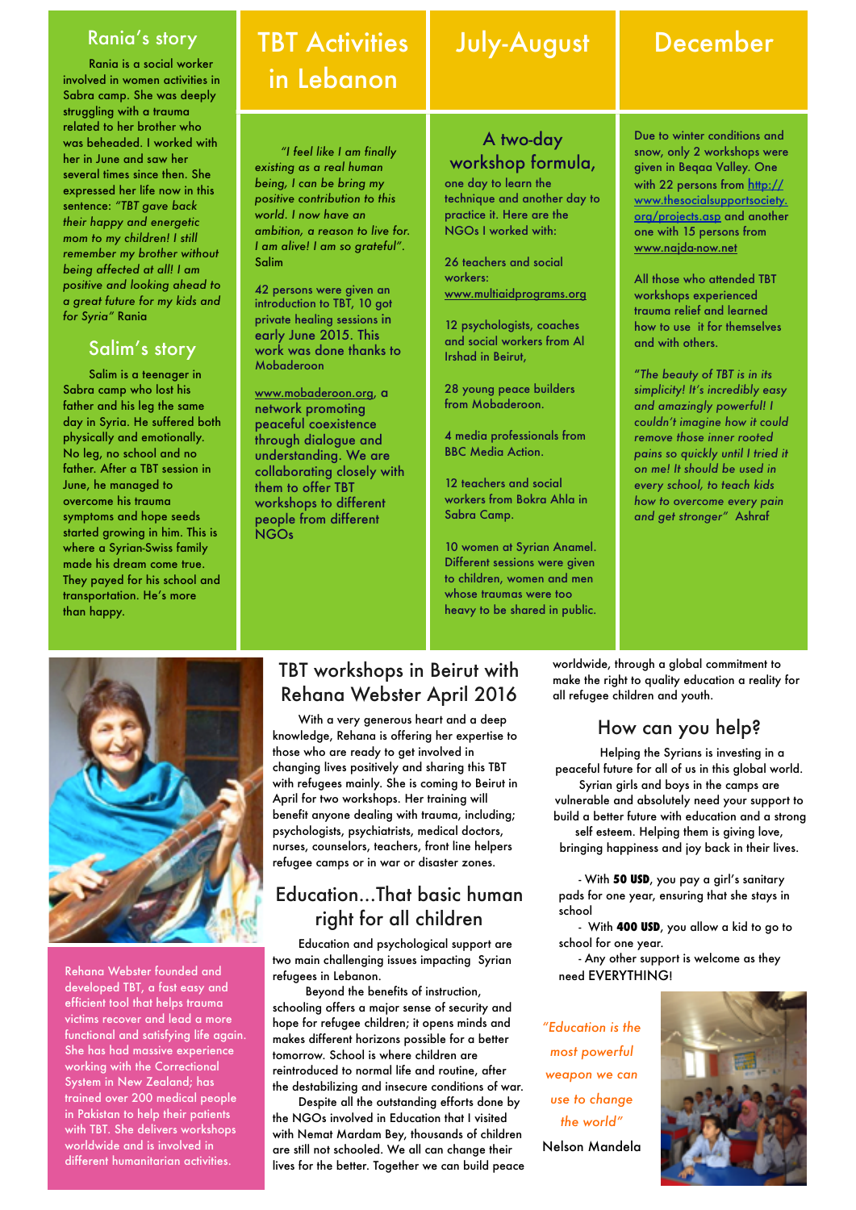## Rania's story

Rania is a social worker involved in women activities in Sabra camp. She was deeply struggling with a trauma related to her brother who was beheaded. I worked with her in June and saw her several times since then. She expressed her life now in this sentence: *"TBT gave back their happy and energetic mom to my children! I still remember my brother without being affected at all! I am positive and looking ahead to a great future for my kids and for Syria"* Rania

## Salim's story

Salim is a teenager in Sabra camp who lost his father and his leg the same day in Syria. He suffered both physically and emotionally. No leg, no school and no father. After a TBT session in June, he managed to overcome his trauma symptoms and hope seeds started growing in him. This is where a Syrian-Swiss family made his dream come true. They payed for his school and transportation. He's more than happy.

# TBT Activities in Lebanon

*"I feel like I am finally existing as a real human being, I can be bring my positive contribution to this world. I now have an ambition, a reason to live for. I am alive! I am so grateful".* Salim

42 persons were given an introduction to TBT, 10 got private healing sessions in early June 2015. This work was done thanks to Mobaderoon

www.mobaderoon.org, a network promoting peaceful coexistence through dialogue and understanding. We are collaborating closely with them to offer TBT workshops to different people from different NGOs

# July-August

## A two-day workshop formula,

one day to learn the technique and another day to practice it. Here are the NGOs I worked with:

26 teachers and social workers: www.multiaidprograms.org

12 psychologists, coaches and social workers from Al Irshad in Beirut,

28 young peace builders from Mobaderoon.

4 media professionals from BBC Media Action.

12 teachers and social workers from Bokra Ahla in Sabra Camp.

10 women at Syrian Anamel. Different sessions were given to children, women and men whose traumas were too heavy to be shared in public.

# December

Due to winter conditions and snow, only 2 workshops were given in Beqaa Valley. One with 22 persons from http://www.thesocialsupportsociety.org/projects.asp and another one with 15 persons from www.najda-now.net

All those who attended TBT workshops experienced trauma relief and learned how to use it for themselves and with others.

*"The beauty of TBT is in its simplicity! It's incredibly easy and amazingly powerful! I couldn't imagine how it could remove those inner rooted pains so quickly until I tried it on me! It should be used in every school, to teach kids how to overcome every pain and get stronger"* Ashraf

Rehana Webster founded and developed TBT, a fast easy and efficient tool that helps trauma victims recover and lead a more functional and satisfying life again. She has had massive experience working with the Correctional System in New Zealand; has trained over 200 medical people in Pakistan to help their patients with TBT. She delivers workshops worldwide and is involved in different humanitarian activities.

## TBT workshops in Beirut with Rehana Webster April 2016

With a very generous heart and a deep knowledge, Rehana is offering her expertise to those who are ready to get involved in changing lives positively and sharing this TBT with refugees mainly. She is coming to Beirut in April for two workshops. Her training will benefit anyone dealing with trauma, including; psychologists, psychiatrists, medical doctors, nurses, counselors, teachers, front line helpers refugee camps or in war or disaster zones.

## Education...That basic human right for all children

Education and psychological support are two main challenging issues impacting Syrian refugees in Lebanon.

Beyond the benefits of instruction, schooling offers a major sense of security and hope for refugee children; it opens minds and makes different horizons possible for a better tomorrow. School is where children are reintroduced to normal life and routine, after the destabilizing and insecure conditions of war.

Despite all the outstanding efforts done by the NGOs involved in Education that I visited with Nemat Mardam Bey, thousands of children are still not schooled. We all can change their lives for the better. Together we can build peace worldwide, through a global commitment to make the right to quality education a reality for all refugee children and youth.

## How can you help?

Helping the Syrians is investing in a peaceful future for all of us in this global world. Syrian girls and boys in the camps are vulnerable and absolutely need your support to build a better future with education and a strong self esteem. Helping them is giving love, bringing happiness and joy back in their lives.

- With **50 USD**, you pay a girl's sanitary pads for one year, ensuring that she stays in school
- With **400 USD**, you allow a kid to go to school for one year.
- Any other support is welcome as they need EVERYTHING!

*"Education is the most powerful weapon we can use to change the world"*
Nelson Mandela